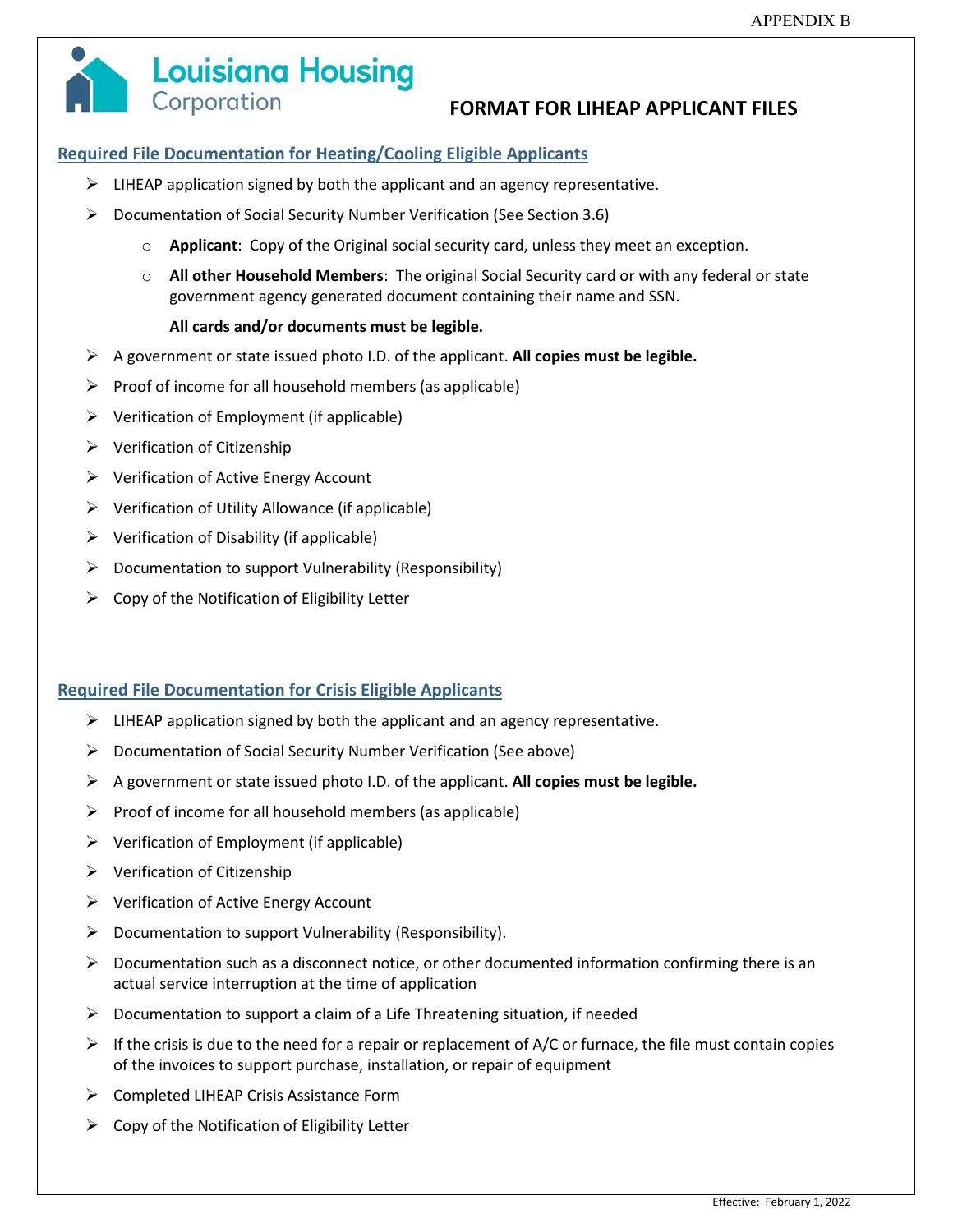APPENDIX B

Louisiana Housing Corporation

# FORMAT FOR LIHEAP APPLICANT FILES

## Required File Documentation for Heating/Cooling Eligible Applicants

- LIHEAP application signed by both the applicant and an agency representative.
- Documentation of Social Security Number Verification (See Section 3.6)
  - **Applicant**: Copy of the Original social security card, unless they meet an exception.
  - **All other Household Members**: The original Social Security card or with any federal or state government agency generated document containing their name and SSN.

    **All cards and/or documents must be legible.**
- A government or state issued photo I.D. of the applicant. **All copies must be legible.**
- Proof of income for all household members (as applicable)
- Verification of Employment (if applicable)
- Verification of Citizenship
- Verification of Active Energy Account
- Verification of Utility Allowance (if applicable)
- Verification of Disability (if applicable)
- Documentation to support Vulnerability (Responsibility)
- Copy of the Notification of Eligibility Letter

## Required File Documentation for Crisis Eligible Applicants

- LIHEAP application signed by both the applicant and an agency representative.
- Documentation of Social Security Number Verification (See above)
- A government or state issued photo I.D. of the applicant. **All copies must be legible.**
- Proof of income for all household members (as applicable)
- Verification of Employment (if applicable)
- Verification of Citizenship
- Verification of Active Energy Account
- Documentation to support Vulnerability (Responsibility).
- Documentation such as a disconnect notice, or other documented information confirming there is an actual service interruption at the time of application
- Documentation to support a claim of a Life Threatening situation, if needed
- If the crisis is due to the need for a repair or replacement of A/C or furnace, the file must contain copies of the invoices to support purchase, installation, or repair of equipment
- Completed LIHEAP Crisis Assistance Form
- Copy of the Notification of Eligibility Letter

Effective: February 1, 2022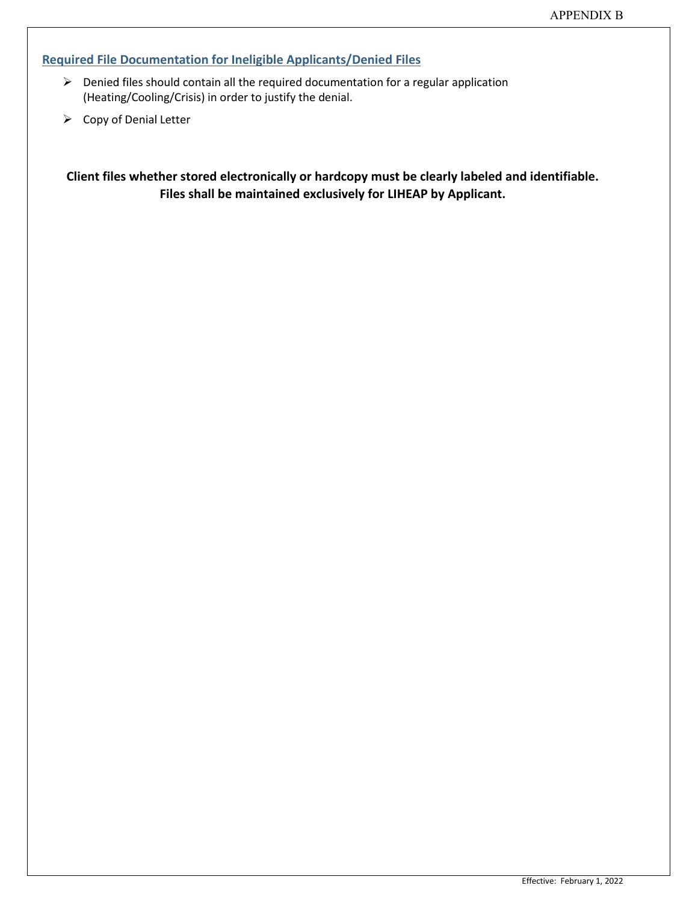## Required File Documentation for Ineligible Applicants/Denied Files

- Denied files should contain all the required documentation for a regular application (Heating/Cooling/Crisis) in order to justify the denial.
- Copy of Denial Letter

**Client files whether stored electronically or hardcopy must be clearly labeled and identifiable. Files shall be maintained exclusively for LIHEAP by Applicant.**